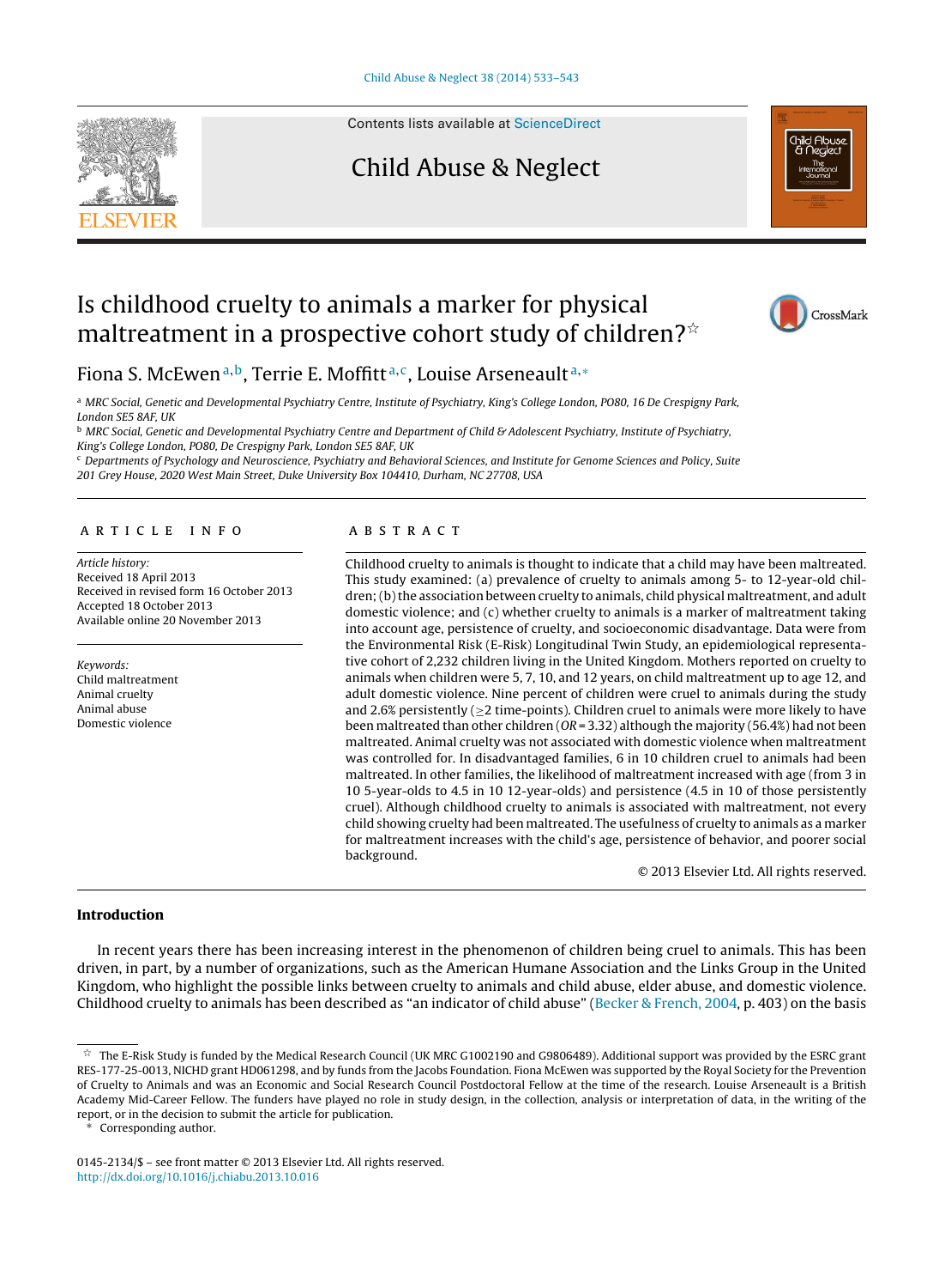# Is childhood cruelty to animals a marker for physical maltreatment in a prospective cohort study of children?☆

Fiona S. McEwen[a,b], Terrie E. Moffitt[a,c], Louise Arseneault[a,*]

[a] MRC Social, Genetic and Developmental Psychiatry Centre, Institute of Psychiatry, King's College London, PO80, 16 De Crespigny Park, London SE5 8AF, UK

[b] MRC Social, Genetic and Developmental Psychiatry Centre and Department of Child & Adolescent Psychiatry, Institute of Psychiatry, King's College London, PO80, De Crespigny Park, London SE5 8AF, UK

[c] Departments of Psychology and Neuroscience, Psychiatry and Behavioral Sciences, and Institute for Genome Sciences and Policy, Suite 201 Grey House, 2020 West Main Street, Duke University Box 104410, Durham, NC 27708, USA

## ARTICLE INFO

*Article history:*
Received 18 April 2013
Received in revised form 16 October 2013
Accepted 18 October 2013
Available online 20 November 2013

*Keywords:*
Child maltreatment
Animal cruelty
Animal abuse
Domestic violence

## ABSTRACT

Childhood cruelty to animals is thought to indicate that a child may have been maltreated. This study examined: (a) prevalence of cruelty to animals among 5- to 12-year-old children; (b) the association between cruelty to animals, child physical maltreatment, and adult domestic violence; and (c) whether cruelty to animals is a marker of maltreatment taking into account age, persistence of cruelty, and socioeconomic disadvantage. Data were from the Environmental Risk (E-Risk) Longitudinal Twin Study, an epidemiological representative cohort of 2,232 children living in the United Kingdom. Mothers reported on cruelty to animals when children were 5, 7, 10, and 12 years, on child maltreatment up to age 12, and adult domestic violence. Nine percent of children were cruel to animals during the study and 2.6% persistently (≥2 time-points). Children cruel to animals were more likely to have been maltreated than other children ($OR = 3.32$) although the majority (56.4%) had not been maltreated. Animal cruelty was not associated with domestic violence when maltreatment was controlled for. In disadvantaged families, 6 in 10 children cruel to animals had been maltreated. In other families, the likelihood of maltreatment increased with age (from 3 in 10 5-year-olds to 4.5 in 10 12-year-olds) and persistence (4.5 in 10 of those persistently cruel). Although childhood cruelty to animals is associated with maltreatment, not every child showing cruelty had been maltreated. The usefulness of cruelty to animals as a marker for maltreatment increases with the child's age, persistence of behavior, and poorer social background.

© 2013 Elsevier Ltd. All rights reserved.

## Introduction

In recent years there has been increasing interest in the phenomenon of children being cruel to animals. This has been driven, in part, by a number of organizations, such as the American Humane Association and the Links Group in the United Kingdom, who highlight the possible links between cruelty to animals and child abuse, elder abuse, and domestic violence. Childhood cruelty to animals has been described as "an indicator of child abuse" (Becker & French, 2004, p. 403) on the basis

☆ The E-Risk Study is funded by the Medical Research Council (UK MRC G1002190 and G9806489). Additional support was provided by the ESRC grant RES-177-25-0013, NICHD grant HD061298, and by funds from the Jacobs Foundation. Fiona McEwen was supported by the Royal Society for the Prevention of Cruelty to Animals and was an Economic and Social Research Council Postdoctoral Fellow at the time of the research. Louise Arseneault is a British Academy Mid-Career Fellow. The funders have played no role in study design, in the collection, analysis or interpretation of data, in the writing of the report, or in the decision to submit the article for publication.

\* Corresponding author.

0145-2134/$ – see front matter © 2013 Elsevier Ltd. All rights reserved.
http://dx.doi.org/10.1016/j.chiabu.2013.10.016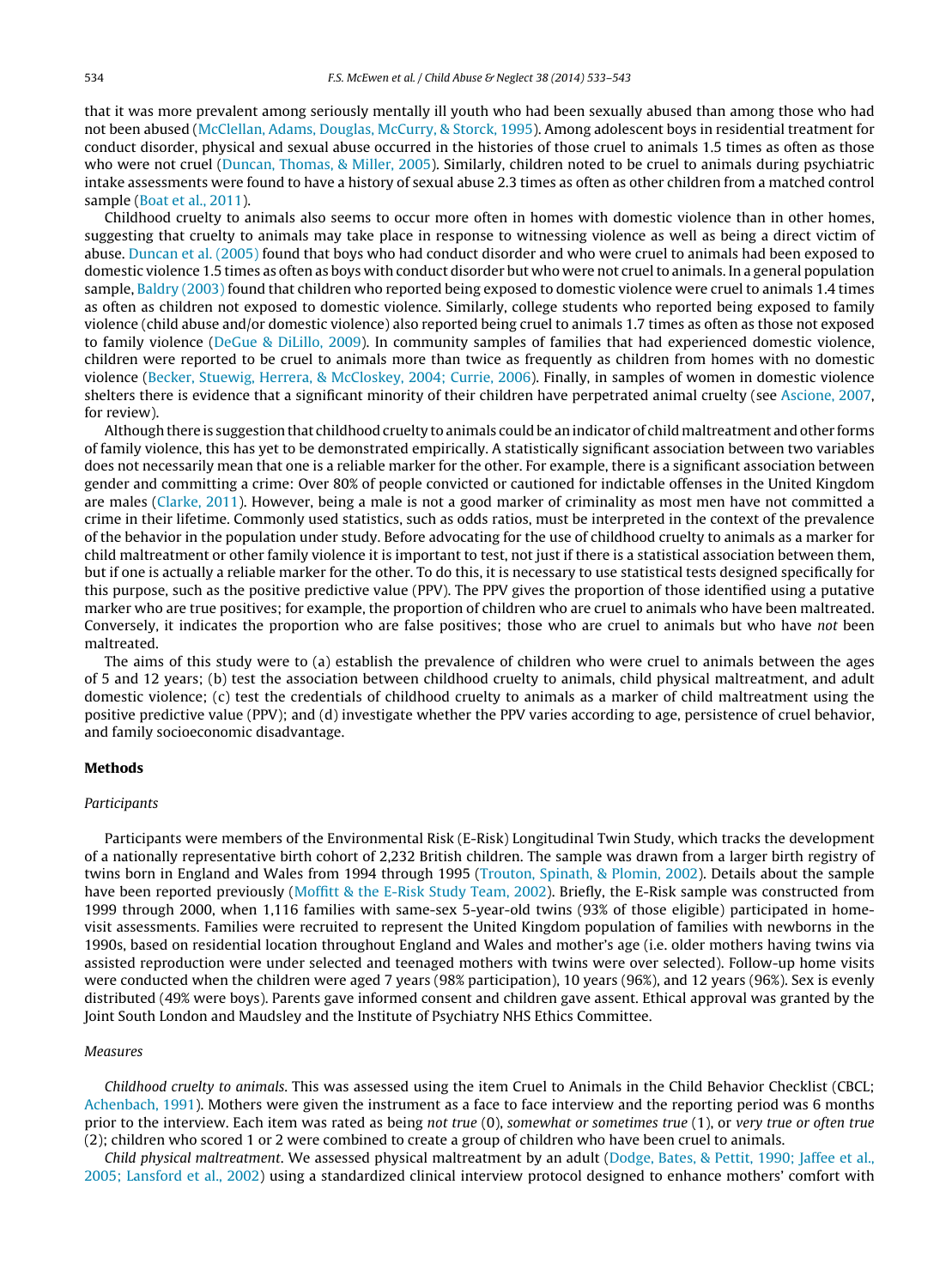that it was more prevalent among seriously mentally ill youth who had been sexually abused than among those who had not been abused (McClellan, Adams, Douglas, McCurry, & Storck, 1995). Among adolescent boys in residential treatment for conduct disorder, physical and sexual abuse occurred in the histories of those cruel to animals 1.5 times as often as those who were not cruel (Duncan, Thomas, & Miller, 2005). Similarly, children noted to be cruel to animals during psychiatric intake assessments were found to have a history of sexual abuse 2.3 times as often as other children from a matched control sample (Boat et al., 2011).

Childhood cruelty to animals also seems to occur more often in homes with domestic violence than in other homes, suggesting that cruelty to animals may take place in response to witnessing violence as well as being a direct victim of abuse. Duncan et al. (2005) found that boys who had conduct disorder and who were cruel to animals had been exposed to domestic violence 1.5 times as often as boys with conduct disorder but who were not cruel to animals. In a general population sample, Baldry (2003) found that children who reported being exposed to domestic violence were cruel to animals 1.4 times as often as children not exposed to domestic violence. Similarly, college students who reported being exposed to family violence (child abuse and/or domestic violence) also reported being cruel to animals 1.7 times as often as those not exposed to family violence (DeGue & DiLillo, 2009). In community samples of families that had experienced domestic violence, children were reported to be cruel to animals more than twice as frequently as children from homes with no domestic violence (Becker, Stuewig, Herrera, & McCloskey, 2004; Currie, 2006). Finally, in samples of women in domestic violence shelters there is evidence that a significant minority of their children have perpetrated animal cruelty (see Ascione, 2007, for review).

Although there is suggestion that childhood cruelty to animals could be an indicator of child maltreatment and other forms of family violence, this has yet to be demonstrated empirically. A statistically significant association between two variables does not necessarily mean that one is a reliable marker for the other. For example, there is a significant association between gender and committing a crime: Over 80% of people convicted or cautioned for indictable offenses in the United Kingdom are males (Clarke, 2011). However, being a male is not a good marker of criminality as most men have not committed a crime in their lifetime. Commonly used statistics, such as odds ratios, must be interpreted in the context of the prevalence of the behavior in the population under study. Before advocating for the use of childhood cruelty to animals as a marker for child maltreatment or other family violence it is important to test, not just if there is a statistical association between them, but if one is actually a reliable marker for the other. To do this, it is necessary to use statistical tests designed specifically for this purpose, such as the positive predictive value (PPV). The PPV gives the proportion of those identified using a putative marker who are true positives; for example, the proportion of children who are cruel to animals who have been maltreated. Conversely, it indicates the proportion who are false positives; those who are cruel to animals but who have *not* been maltreated.

The aims of this study were to (a) establish the prevalence of children who were cruel to animals between the ages of 5 and 12 years; (b) test the association between childhood cruelty to animals, child physical maltreatment, and adult domestic violence; (c) test the credentials of childhood cruelty to animals as a marker of child maltreatment using the positive predictive value (PPV); and (d) investigate whether the PPV varies according to age, persistence of cruel behavior, and family socioeconomic disadvantage.

## Methods

### *Participants*

Participants were members of the Environmental Risk (E-Risk) Longitudinal Twin Study, which tracks the development of a nationally representative birth cohort of 2,232 British children. The sample was drawn from a larger birth registry of twins born in England and Wales from 1994 through 1995 (Trouton, Spinath, & Plomin, 2002). Details about the sample have been reported previously (Moffitt & the E-Risk Study Team, 2002). Briefly, the E-Risk sample was constructed from 1999 through 2000, when 1,116 families with same-sex 5-year-old twins (93% of those eligible) participated in home-visit assessments. Families were recruited to represent the United Kingdom population of families with newborns in the 1990s, based on residential location throughout England and Wales and mother's age (i.e. older mothers having twins via assisted reproduction were under selected and teenaged mothers with twins were over selected). Follow-up home visits were conducted when the children were aged 7 years (98% participation), 10 years (96%), and 12 years (96%). Sex is evenly distributed (49% were boys). Parents gave informed consent and children gave assent. Ethical approval was granted by the Joint South London and Maudsley and the Institute of Psychiatry NHS Ethics Committee.

### *Measures*

*Childhood cruelty to animals*. This was assessed using the item Cruel to Animals in the Child Behavior Checklist (CBCL; Achenbach, 1991). Mothers were given the instrument as a face to face interview and the reporting period was 6 months prior to the interview. Each item was rated as being *not true* (0), *somewhat or sometimes true* (1), or *very true or often true* (2); children who scored 1 or 2 were combined to create a group of children who have been cruel to animals.

*Child physical maltreatment*. We assessed physical maltreatment by an adult (Dodge, Bates, & Pettit, 1990; Jaffee et al., 2005; Lansford et al., 2002) using a standardized clinical interview protocol designed to enhance mothers' comfort with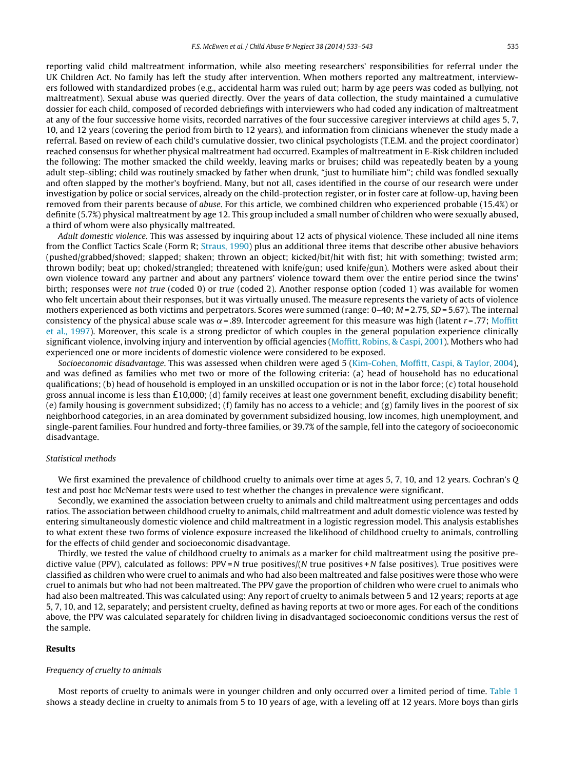reporting valid child maltreatment information, while also meeting researchers' responsibilities for referral under the UK Children Act. No family has left the study after intervention. When mothers reported any maltreatment, interviewers followed with standardized probes (e.g., accidental harm was ruled out; harm by age peers was coded as bullying, not maltreatment). Sexual abuse was queried directly. Over the years of data collection, the study maintained a cumulative dossier for each child, composed of recorded debriefings with interviewers who had coded any indication of maltreatment at any of the four successive home visits, recorded narratives of the four successive caregiver interviews at child ages 5, 7, 10, and 12 years (covering the period from birth to 12 years), and information from clinicians whenever the study made a referral. Based on review of each child's cumulative dossier, two clinical psychologists (T.E.M. and the project coordinator) reached consensus for whether physical maltreatment had occurred. Examples of maltreatment in E-Risk children included the following: The mother smacked the child weekly, leaving marks or bruises; child was repeatedly beaten by a young adult step-sibling; child was routinely smacked by father when drunk, "just to humiliate him"; child was fondled sexually and often slapped by the mother's boyfriend. Many, but not all, cases identified in the course of our research were under investigation by police or social services, already on the child-protection register, or in foster care at follow-up, having been removed from their parents because of *abuse*. For this article, we combined children who experienced probable (15.4%) or definite (5.7%) physical maltreatment by age 12. This group included a small number of children who were sexually abused, a third of whom were also physically maltreated.

*Adult domestic violence*. This was assessed by inquiring about 12 acts of physical violence. These included all nine items from the Conflict Tactics Scale (Form R; Straus, 1990) plus an additional three items that describe other abusive behaviors (pushed/grabbed/shoved; slapped; shaken; thrown an object; kicked/bit/hit with fist; hit with something; twisted arm; thrown bodily; beat up; choked/strangled; threatened with knife/gun; used knife/gun). Mothers were asked about their own violence toward any partner and about any partners' violence toward them over the entire period since the twins' birth; responses were *not true* (coded 0) or *true* (coded 2). Another response option (coded 1) was available for women who felt uncertain about their responses, but it was virtually unused. The measure represents the variety of acts of violence mothers experienced as both victims and perpetrators. Scores were summed (range: 0–40; $M = 2.75$, $SD = 5.67$). The internal consistency of the physical abuse scale was $\alpha = .89$. Intercoder agreement for this measure was high (latent $r = .77$; Moffitt et al., 1997). Moreover, this scale is a strong predictor of which couples in the general population experience clinically significant violence, involving injury and intervention by official agencies (Moffitt, Robins, & Caspi, 2001). Mothers who had experienced one or more incidents of domestic violence were considered to be exposed.

*Socioeconomic disadvantage*. This was assessed when children were aged 5 (Kim-Cohen, Moffitt, Caspi, & Taylor, 2004), and was defined as families who met two or more of the following criteria: (a) head of household has no educational qualifications; (b) head of household is employed in an unskilled occupation or is not in the labor force; (c) total household gross annual income is less than £10,000; (d) family receives at least one government benefit, excluding disability benefit; (e) family housing is government subsidized; (f) family has no access to a vehicle; and (g) family lives in the poorest of six neighborhood categories, in an area dominated by government subsidized housing, low incomes, high unemployment, and single-parent families. Four hundred and forty-three families, or 39.7% of the sample, fell into the category of socioeconomic disadvantage.

### Statistical methods

We first examined the prevalence of childhood cruelty to animals over time at ages 5, 7, 10, and 12 years. Cochran's *Q* test and post hoc McNemar tests were used to test whether the changes in prevalence were significant.

Secondly, we examined the association between cruelty to animals and child maltreatment using percentages and odds ratios. The association between childhood cruelty to animals, child maltreatment and adult domestic violence was tested by entering simultaneously domestic violence and child maltreatment in a logistic regression model. This analysis establishes to what extent these two forms of violence exposure increased the likelihood of childhood cruelty to animals, controlling for the effects of child gender and socioeconomic disadvantage.

Thirdly, we tested the value of childhood cruelty to animals as a marker for child maltreatment using the positive predictive value (PPV), calculated as follows: PPV = *N* true positives/(*N* true positives + *N* false positives). True positives were classified as children who were cruel to animals and who had also been maltreated and false positives were those who were cruel to animals but who had not been maltreated. The PPV gave the proportion of children who were cruel to animals who had also been maltreated. This was calculated using: Any report of cruelty to animals between 5 and 12 years; reports at age 5, 7, 10, and 12, separately; and persistent cruelty, defined as having reports at two or more ages. For each of the conditions above, the PPV was calculated separately for children living in disadvantaged socioeconomic conditions versus the rest of the sample.

## Results

### Frequency of cruelty to animals

Most reports of cruelty to animals were in younger children and only occurred over a limited period of time. Table 1 shows a steady decline in cruelty to animals from 5 to 10 years of age, with a leveling off at 12 years. More boys than girls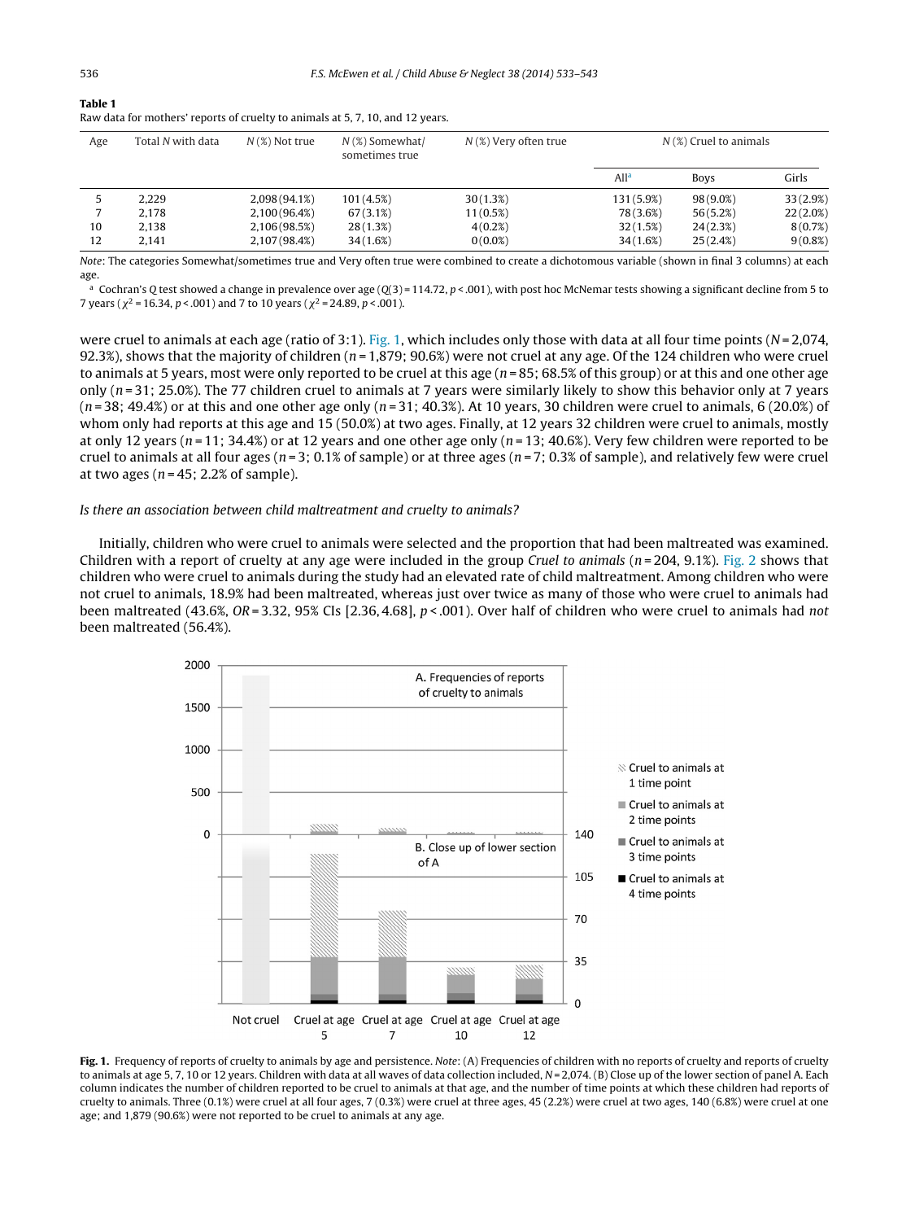**Table 1**
Raw data for mothers' reports of cruelty to animals at 5, 7, 10, and 12 years.

| Age | Total N with data | N (%) Not true | N (%) Somewhat/ sometimes true | N (%) Very often true | N (%) Cruel to animals | | |
|---|---|---|---|---|---|---|---|
| | | | | | All[a] | Boys | Girls |
| 5 | 2,229 | 2,098 (94.1%) | 101 (4.5%) | 30 (1.3%) | 131 (5.9%) | 98 (9.0%) | 33 (2.9%) |
| 7 | 2,178 | 2,100 (96.4%) | 67 (3.1%) | 11 (0.5%) | 78 (3.6%) | 56 (5.2%) | 22 (2.0%) |
| 10 | 2,138 | 2,106 (98.5%) | 28 (1.3%) | 4 (0.2%) | 32 (1.5%) | 24 (2.3%) | 8 (0.7%) |
| 12 | 2,141 | 2,107 (98.4%) | 34 (1.6%) | 0 (0.0%) | 34 (1.6%) | 25 (2.4%) | 9 (0.8%) |

*Note*: The categories Somewhat/sometimes true and Very often true were combined to create a dichotomous variable (shown in final 3 columns) at each age.

[a] Cochran's *Q* test showed a change in prevalence over age ($Q(3) = 114.72$, $p < .001$), with post hoc McNemar tests showing a significant decline from 5 to 7 years ($\chi^2 = 16.34$, $p < .001$) and 7 to 10 years ($\chi^2 = 24.89$, $p < .001$).

were cruel to animals at each age (ratio of 3:1). Fig. 1, which includes only those with data at all four time points ($N = 2{,}074$, 92.3%), shows that the majority of children ($n = 1{,}879$; 90.6%) were not cruel at any age. Of the 124 children who were cruel to animals at 5 years, most were only reported to be cruel at this age ($n = 85$; 68.5% of this group) or at this and one other age only ($n = 31$; 25.0%). The 77 children cruel to animals at 7 years were similarly likely to show this behavior only at 7 years ($n = 38$; 49.4%) or at this and one other age only ($n = 31$; 40.3%). At 10 years, 30 children were cruel to animals, 6 (20.0%) of whom only had reports at this age and 15 (50.0%) at two ages. Finally, at 12 years 32 children were cruel to animals, mostly at only 12 years ($n = 11$; 34.4%) or at 12 years and one other age only ($n = 13$; 40.6%). Very few children were reported to be cruel to animals at all four ages ($n = 3$; 0.1% of sample) or at three ages ($n = 7$; 0.3% of sample), and relatively few were cruel at two ages ($n = 45$; 2.2% of sample).

*Is there an association between child maltreatment and cruelty to animals?*

Initially, children who were cruel to animals were selected and the proportion that had been maltreated was examined. Children with a report of cruelty at any age were included in the group *Cruel to animals* ($n = 204$, 9.1%). Fig. 2 shows that children who were cruel to animals during the study had an elevated rate of child maltreatment. Among children who were not cruel to animals, 18.9% had been maltreated, whereas just over twice as many of those who were cruel to animals had been maltreated (43.6%, $OR = 3.32$, 95% CIs [2.36, 4.68], $p < .001$). Over half of children who were cruel to animals had *not* been maltreated (56.4%).

**Fig. 1.** Frequency of reports of cruelty to animals by age and persistence. *Note*: (A) Frequencies of children with no reports of cruelty and reports of cruelty to animals at age 5, 7, 10 or 12 years. Children with data at all waves of data collection included, $N = 2{,}074$. (B) Close up of the lower section of panel A. Each column indicates the number of children reported to be cruel to animals at that age, and the number of time points at which these children had reports of cruelty to animals. Three (0.1%) were cruel at all four ages, 7 (0.3%) were cruel at three ages, 45 (2.2%) were cruel at two ages, 140 (6.8%) were cruel at one age; and 1,879 (90.6%) were not reported to be cruel to animals at any age.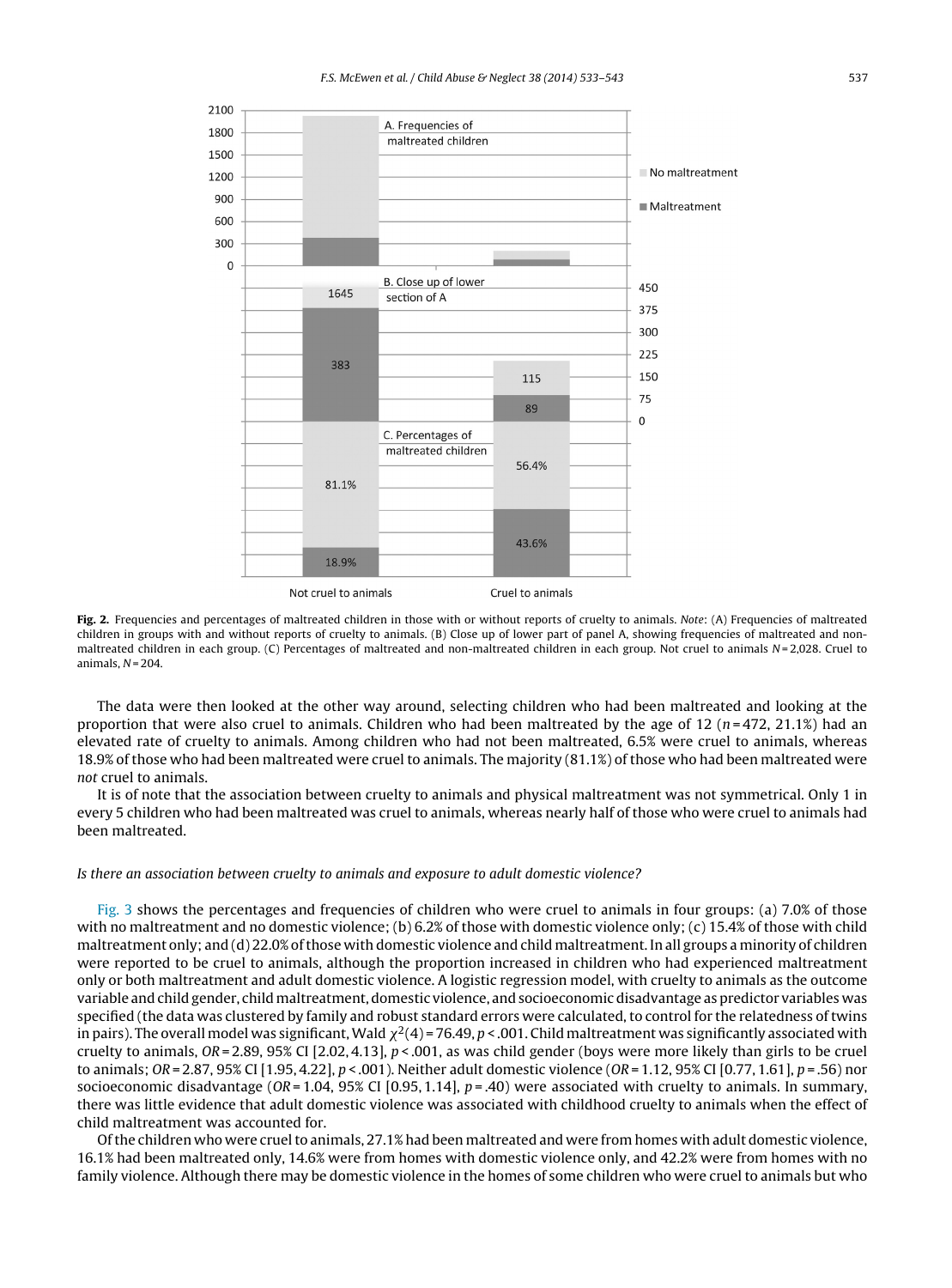**Fig. 2.** Frequencies and percentages of maltreated children in those with or without reports of cruelty to animals. *Note*: (A) Frequencies of maltreated children in groups with and without reports of cruelty to animals. (B) Close up of lower part of panel A, showing frequencies of maltreated and non-maltreated children in each group. (C) Percentages of maltreated and non-maltreated children in each group. Not cruel to animals $N$ = 2,028. Cruel to animals, $N$ = 204.

The data were then looked at the other way around, selecting children who had been maltreated and looking at the proportion that were also cruel to animals. Children who had been maltreated by the age of 12 ($n$ = 472, 21.1%) had an elevated rate of cruelty to animals. Among children who had not been maltreated, 6.5% were cruel to animals, whereas 18.9% of those who had been maltreated were cruel to animals. The majority (81.1%) of those who had been maltreated were *not* cruel to animals.

It is of note that the association between cruelty to animals and physical maltreatment was not symmetrical. Only 1 in every 5 children who had been maltreated was cruel to animals, whereas nearly half of those who were cruel to animals had been maltreated.

*Is there an association between cruelty to animals and exposure to adult domestic violence?*

Fig. 3 shows the percentages and frequencies of children who were cruel to animals in four groups: (a) 7.0% of those with no maltreatment and no domestic violence; (b) 6.2% of those with domestic violence only; (c) 15.4% of those with child maltreatment only; and (d) 22.0% of those with domestic violence and child maltreatment. In all groups a minority of children were reported to be cruel to animals, although the proportion increased in children who had experienced maltreatment only or both maltreatment and adult domestic violence. A logistic regression model, with cruelty to animals as the outcome variable and child gender, child maltreatment, domestic violence, and socioeconomic disadvantage as predictor variables was specified (the data was clustered by family and robust standard errors were calculated, to control for the relatedness of twins in pairs). The overall model was significant, Wald $\chi^2(4) = 76.49$, $p < .001$. Child maltreatment was significantly associated with cruelty to animals, $OR = 2.89$, 95% CI [2.02, 4.13], $p < .001$, as was child gender (boys were more likely than girls to be cruel to animals; $OR = 2.87$, 95% CI [1.95, 4.22], $p < .001$). Neither adult domestic violence ($OR = 1.12$, 95% CI [0.77, 1.61], $p = .56$) nor socioeconomic disadvantage ($OR = 1.04$, 95% CI [0.95, 1.14], $p = .40$) were associated with cruelty to animals. In summary, there was little evidence that adult domestic violence was associated with childhood cruelty to animals when the effect of child maltreatment was accounted for.

Of the children who were cruel to animals, 27.1% had been maltreated and were from homes with adult domestic violence, 16.1% had been maltreated only, 14.6% were from homes with domestic violence only, and 42.2% were from homes with no family violence. Although there may be domestic violence in the homes of some children who were cruel to animals but who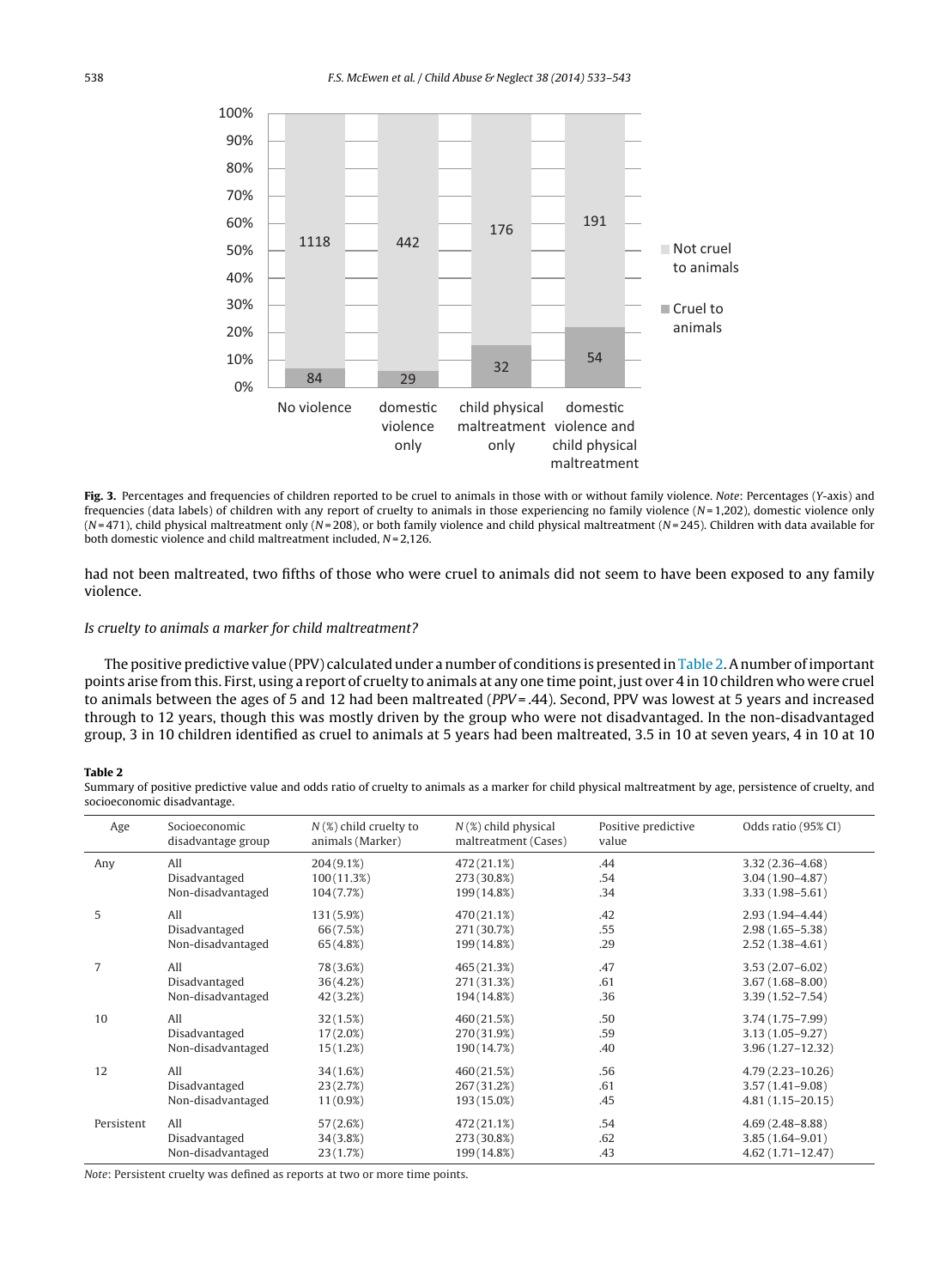**Fig. 3.** Percentages and frequencies of children reported to be cruel to animals in those with or without family violence. *Note*: Percentages (*Y*-axis) and frequencies (data labels) of children with any report of cruelty to animals in those experiencing no family violence (*N* = 1,202), domestic violence only (*N* = 471), child physical maltreatment only (*N* = 208), or both family violence and child physical maltreatment (*N* = 245). Children with data available for both domestic violence and child maltreatment included, *N* = 2,126.

had not been maltreated, two fifths of those who were cruel to animals did not seem to have been exposed to any family violence.

*Is cruelty to animals a marker for child maltreatment?*

The positive predictive value (PPV) calculated under a number of conditions is presented in Table 2. A number of important points arise from this. First, using a report of cruelty to animals at any one time point, just over 4 in 10 children who were cruel to animals between the ages of 5 and 12 had been maltreated (*PPV* = .44). Second, PPV was lowest at 5 years and increased through to 12 years, though this was mostly driven by the group who were not disadvantaged. In the non-disadvantaged group, 3 in 10 children identified as cruel to animals at 5 years had been maltreated, 3.5 in 10 at seven years, 4 in 10 at 10

**Table 2**
Summary of positive predictive value and odds ratio of cruelty to animals as a marker for child physical maltreatment by age, persistence of cruelty, and socioeconomic disadvantage.

| Age | Socioeconomic disadvantage group | *N* (%) child cruelty to animals (Marker) | *N* (%) child physical maltreatment (Cases) | Positive predictive value | Odds ratio (95% CI) |
|---|---|---|---|---|---|
| Any | All | 204 (9.1%) | 472 (21.1%) | .44 | 3.32 (2.36–4.68) |
| | Disadvantaged | 100 (11.3%) | 273 (30.8%) | .54 | 3.04 (1.90–4.87) |
| | Non-disadvantaged | 104 (7.7%) | 199 (14.8%) | .34 | 3.33 (1.98–5.61) |
| 5 | All | 131 (5.9%) | 470 (21.1%) | .42 | 2.93 (1.94–4.44) |
| | Disadvantaged | 66 (7.5%) | 271 (30.7%) | .55 | 2.98 (1.65–5.38) |
| | Non-disadvantaged | 65 (4.8%) | 199 (14.8%) | .29 | 2.52 (1.38–4.61) |
| 7 | All | 78 (3.6%) | 465 (21.3%) | .47 | 3.53 (2.07–6.02) |
| | Disadvantaged | 36 (4.2%) | 271 (31.3%) | .61 | 3.67 (1.68–8.00) |
| | Non-disadvantaged | 42 (3.2%) | 194 (14.8%) | .36 | 3.39 (1.52–7.54) |
| 10 | All | 32 (1.5%) | 460 (21.5%) | .50 | 3.74 (1.75–7.99) |
| | Disadvantaged | 17 (2.0%) | 270 (31.9%) | .59 | 3.13 (1.05–9.27) |
| | Non-disadvantaged | 15 (1.2%) | 190 (14.7%) | .40 | 3.96 (1.27–12.32) |
| 12 | All | 34 (1.6%) | 460 (21.5%) | .56 | 4.79 (2.23–10.26) |
| | Disadvantaged | 23 (2.7%) | 267 (31.2%) | .61 | 3.57 (1.41–9.08) |
| | Non-disadvantaged | 11 (0.9%) | 193 (15.0%) | .45 | 4.81 (1.15–20.15) |
| Persistent | All | 57 (2.6%) | 472 (21.1%) | .54 | 4.69 (2.48–8.88) |
| | Disadvantaged | 34 (3.8%) | 273 (30.8%) | .62 | 3.85 (1.64–9.01) |
| | Non-disadvantaged | 23 (1.7%) | 199 (14.8%) | .43 | 4.62 (1.71–12.47) |

*Note*: Persistent cruelty was defined as reports at two or more time points.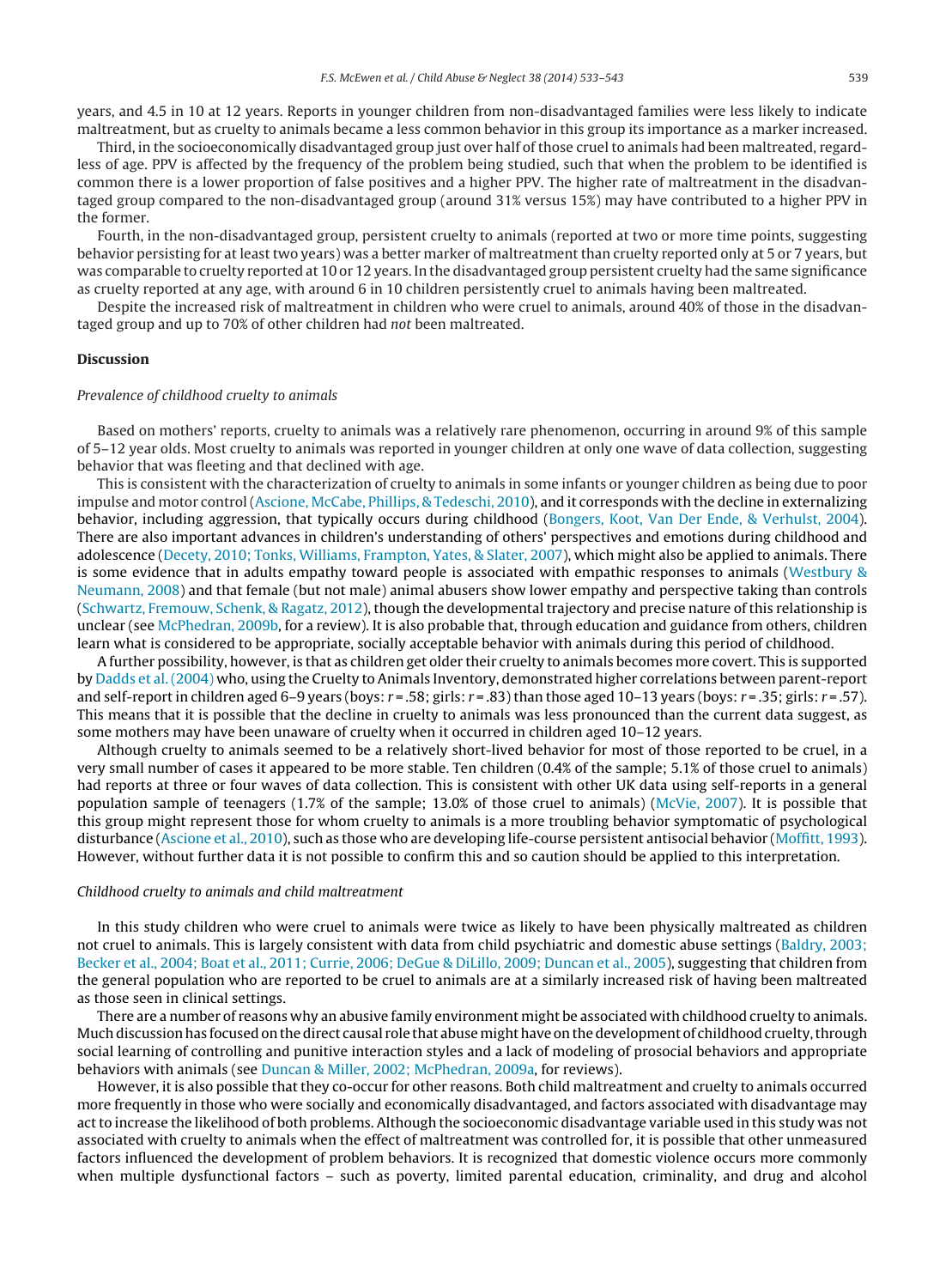years, and 4.5 in 10 at 12 years. Reports in younger children from non-disadvantaged families were less likely to indicate maltreatment, but as cruelty to animals became a less common behavior in this group its importance as a marker increased.

Third, in the socioeconomically disadvantaged group just over half of those cruel to animals had been maltreated, regardless of age. PPV is affected by the frequency of the problem being studied, such that when the problem to be identified is common there is a lower proportion of false positives and a higher PPV. The higher rate of maltreatment in the disadvantaged group compared to the non-disadvantaged group (around 31% versus 15%) may have contributed to a higher PPV in the former.

Fourth, in the non-disadvantaged group, persistent cruelty to animals (reported at two or more time points, suggesting behavior persisting for at least two years) was a better marker of maltreatment than cruelty reported only at 5 or 7 years, but was comparable to cruelty reported at 10 or 12 years. In the disadvantaged group persistent cruelty had the same significance as cruelty reported at any age, with around 6 in 10 children persistently cruel to animals having been maltreated.

Despite the increased risk of maltreatment in children who were cruel to animals, around 40% of those in the disadvantaged group and up to 70% of other children had *not* been maltreated.

## Discussion

### *Prevalence of childhood cruelty to animals*

Based on mothers' reports, cruelty to animals was a relatively rare phenomenon, occurring in around 9% of this sample of 5–12 year olds. Most cruelty to animals was reported in younger children at only one wave of data collection, suggesting behavior that was fleeting and that declined with age.

This is consistent with the characterization of cruelty to animals in some infants or younger children as being due to poor impulse and motor control (Ascione, McCabe, Phillips, & Tedeschi, 2010), and it corresponds with the decline in externalizing behavior, including aggression, that typically occurs during childhood (Bongers, Koot, Van Der Ende, & Verhulst, 2004). There are also important advances in children's understanding of others' perspectives and emotions during childhood and adolescence (Decety, 2010; Tonks, Williams, Frampton, Yates, & Slater, 2007), which might also be applied to animals. There is some evidence that in adults empathy toward people is associated with empathic responses to animals (Westbury & Neumann, 2008) and that female (but not male) animal abusers show lower empathy and perspective taking than controls (Schwartz, Fremouw, Schenk, & Ragatz, 2012), though the developmental trajectory and precise nature of this relationship is unclear (see McPhedran, 2009b, for a review). It is also probable that, through education and guidance from others, children learn what is considered to be appropriate, socially acceptable behavior with animals during this period of childhood.

A further possibility, however, is that as children get older their cruelty to animals becomes more covert. This is supported by Dadds et al. (2004) who, using the Cruelty to Animals Inventory, demonstrated higher correlations between parent-report and self-report in children aged 6–9 years (boys: $r = .58$; girls: $r = .83$) than those aged 10–13 years (boys: $r = .35$; girls: $r = .57$). This means that it is possible that the decline in cruelty to animals was less pronounced than the current data suggest, as some mothers may have been unaware of cruelty when it occurred in children aged 10–12 years.

Although cruelty to animals seemed to be a relatively short-lived behavior for most of those reported to be cruel, in a very small number of cases it appeared to be more stable. Ten children (0.4% of the sample; 5.1% of those cruel to animals) had reports at three or four waves of data collection. This is consistent with other UK data using self-reports in a general population sample of teenagers (1.7% of the sample; 13.0% of those cruel to animals) (McVie, 2007). It is possible that this group might represent those for whom cruelty to animals is a more troubling behavior symptomatic of psychological disturbance (Ascione et al., 2010), such as those who are developing life-course persistent antisocial behavior (Moffitt, 1993). However, without further data it is not possible to confirm this and so caution should be applied to this interpretation.

### *Childhood cruelty to animals and child maltreatment*

In this study children who were cruel to animals were twice as likely to have been physically maltreated as children not cruel to animals. This is largely consistent with data from child psychiatric and domestic abuse settings (Baldry, 2003; Becker et al., 2004; Boat et al., 2011; Currie, 2006; DeGue & DiLillo, 2009; Duncan et al., 2005), suggesting that children from the general population who are reported to be cruel to animals are at a similarly increased risk of having been maltreated as those seen in clinical settings.

There are a number of reasons why an abusive family environment might be associated with childhood cruelty to animals. Much discussion has focused on the direct causal role that abuse might have on the development of childhood cruelty, through social learning of controlling and punitive interaction styles and a lack of modeling of prosocial behaviors and appropriate behaviors with animals (see Duncan & Miller, 2002; McPhedran, 2009a, for reviews).

However, it is also possible that they co-occur for other reasons. Both child maltreatment and cruelty to animals occurred more frequently in those who were socially and economically disadvantaged, and factors associated with disadvantage may act to increase the likelihood of both problems. Although the socioeconomic disadvantage variable used in this study was not associated with cruelty to animals when the effect of maltreatment was controlled for, it is possible that other unmeasured factors influenced the development of problem behaviors. It is recognized that domestic violence occurs more commonly when multiple dysfunctional factors – such as poverty, limited parental education, criminality, and drug and alcohol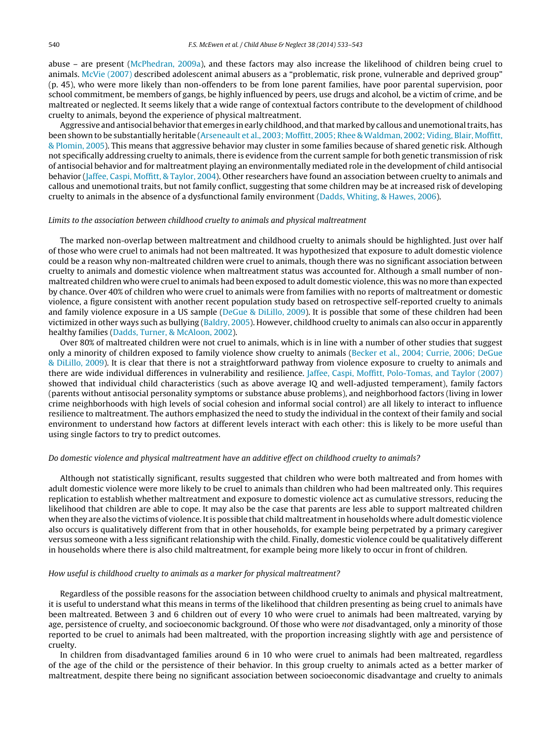abuse – are present (McPhedran, 2009a), and these factors may also increase the likelihood of children being cruel to animals. McVie (2007) described adolescent animal abusers as a "problematic, risk prone, vulnerable and deprived group" (p. 45), who were more likely than non-offenders to be from lone parent families, have poor parental supervision, poor school commitment, be members of gangs, be highly influenced by peers, use drugs and alcohol, be a victim of crime, and be maltreated or neglected. It seems likely that a wide range of contextual factors contribute to the development of childhood cruelty to animals, beyond the experience of physical maltreatment.

Aggressive and antisocial behavior that emerges in early childhood, and that marked by callous and unemotional traits, has been shown to be substantially heritable (Arseneault et al., 2003; Moffitt, 2005; Rhee & Waldman, 2002; Viding, Blair, Moffitt, & Plomin, 2005). This means that aggressive behavior may cluster in some families because of shared genetic risk. Although not specifically addressing cruelty to animals, there is evidence from the current sample for both genetic transmission of risk of antisocial behavior and for maltreatment playing an environmentally mediated role in the development of child antisocial behavior (Jaffee, Caspi, Moffitt, & Taylor, 2004). Other researchers have found an association between cruelty to animals and callous and unemotional traits, but not family conflict, suggesting that some children may be at increased risk of developing cruelty to animals in the absence of a dysfunctional family environment (Dadds, Whiting, & Hawes, 2006).

*Limits to the association between childhood cruelty to animals and physical maltreatment*

The marked non-overlap between maltreatment and childhood cruelty to animals should be highlighted. Just over half of those who were cruel to animals had not been maltreated. It was hypothesized that exposure to adult domestic violence could be a reason why non-maltreated children were cruel to animals, though there was no significant association between cruelty to animals and domestic violence when maltreatment status was accounted for. Although a small number of non-maltreated children who were cruel to animals had been exposed to adult domestic violence, this was no more than expected by chance. Over 40% of children who were cruel to animals were from families with no reports of maltreatment or domestic violence, a figure consistent with another recent population study based on retrospective self-reported cruelty to animals and family violence exposure in a US sample (DeGue & DiLillo, 2009). It is possible that some of these children had been victimized in other ways such as bullying (Baldry, 2005). However, childhood cruelty to animals can also occur in apparently healthy families (Dadds, Turner, & McAloon, 2002).

Over 80% of maltreated children were not cruel to animals, which is in line with a number of other studies that suggest only a minority of children exposed to family violence show cruelty to animals (Becker et al., 2004; Currie, 2006; DeGue & DiLillo, 2009). It is clear that there is not a straightforward pathway from violence exposure to cruelty to animals and there are wide individual differences in vulnerability and resilience. Jaffee, Caspi, Moffitt, Polo-Tomas, and Taylor (2007) showed that individual child characteristics (such as above average IQ and well-adjusted temperament), family factors (parents without antisocial personality symptoms or substance abuse problems), and neighborhood factors (living in lower crime neighborhoods with high levels of social cohesion and informal social control) are all likely to interact to influence resilience to maltreatment. The authors emphasized the need to study the individual in the context of their family and social environment to understand how factors at different levels interact with each other: this is likely to be more useful than using single factors to try to predict outcomes.

*Do domestic violence and physical maltreatment have an additive effect on childhood cruelty to animals?*

Although not statistically significant, results suggested that children who were both maltreated and from homes with adult domestic violence were more likely to be cruel to animals than children who had been maltreated only. This requires replication to establish whether maltreatment and exposure to domestic violence act as cumulative stressors, reducing the likelihood that children are able to cope. It may also be the case that parents are less able to support maltreated children when they are also the victims of violence. It is possible that child maltreatment in households where adult domestic violence also occurs is qualitatively different from that in other households, for example being perpetrated by a primary caregiver versus someone with a less significant relationship with the child. Finally, domestic violence could be qualitatively different in households where there is also child maltreatment, for example being more likely to occur in front of children.

*How useful is childhood cruelty to animals as a marker for physical maltreatment?*

Regardless of the possible reasons for the association between childhood cruelty to animals and physical maltreatment, it is useful to understand what this means in terms of the likelihood that children presenting as being cruel to animals have been maltreated. Between 3 and 6 children out of every 10 who were cruel to animals had been maltreated, varying by age, persistence of cruelty, and socioeconomic background. Of those who were *not* disadvantaged, only a minority of those reported to be cruel to animals had been maltreated, with the proportion increasing slightly with age and persistence of cruelty.

In children from disadvantaged families around 6 in 10 who were cruel to animals had been maltreated, regardless of the age of the child or the persistence of their behavior. In this group cruelty to animals acted as a better marker of maltreatment, despite there being no significant association between socioeconomic disadvantage and cruelty to animals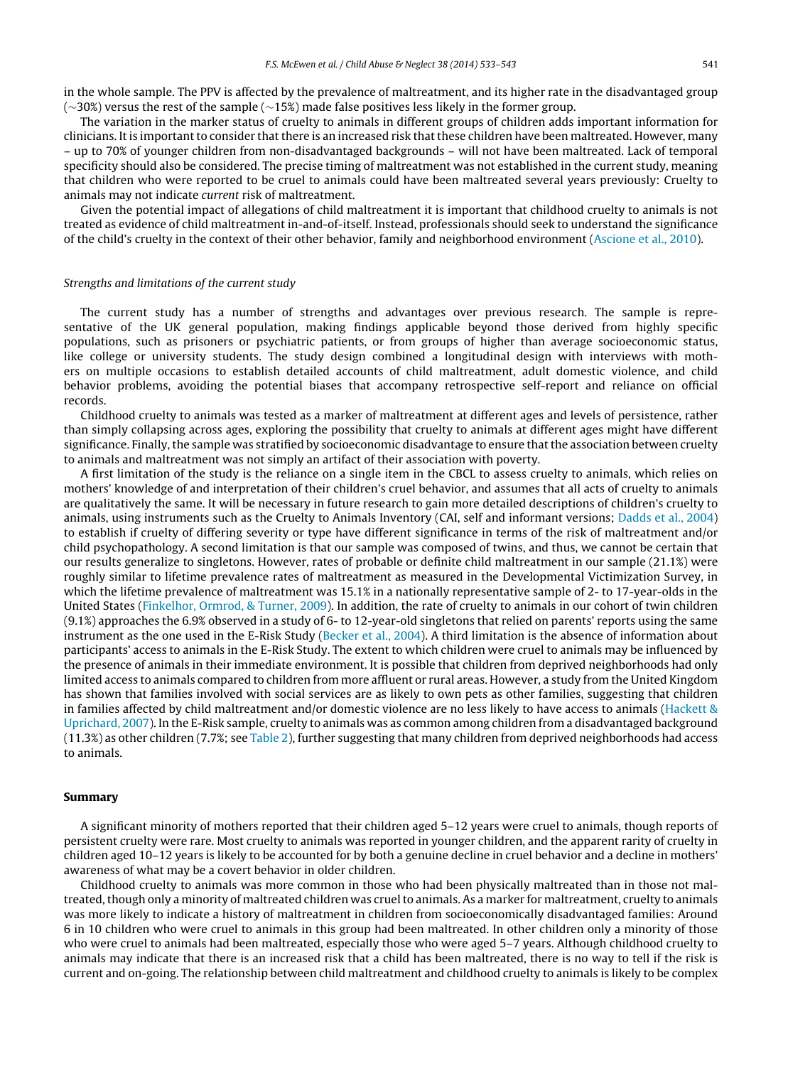in the whole sample. The PPV is affected by the prevalence of maltreatment, and its higher rate in the disadvantaged group (~30%) versus the rest of the sample (~15%) made false positives less likely in the former group.

The variation in the marker status of cruelty to animals in different groups of children adds important information for clinicians. It is important to consider that there is an increased risk that these children have been maltreated. However, many – up to 70% of younger children from non-disadvantaged backgrounds – will not have been maltreated. Lack of temporal specificity should also be considered. The precise timing of maltreatment was not established in the current study, meaning that children who were reported to be cruel to animals could have been maltreated several years previously: Cruelty to animals may not indicate *current* risk of maltreatment.

Given the potential impact of allegations of child maltreatment it is important that childhood cruelty to animals is not treated as evidence of child maltreatment in-and-of-itself. Instead, professionals should seek to understand the significance of the child's cruelty in the context of their other behavior, family and neighborhood environment (Ascione et al., 2010).

### *Strengths and limitations of the current study*

The current study has a number of strengths and advantages over previous research. The sample is representative of the UK general population, making findings applicable beyond those derived from highly specific populations, such as prisoners or psychiatric patients, or from groups of higher than average socioeconomic status, like college or university students. The study design combined a longitudinal design with interviews with mothers on multiple occasions to establish detailed accounts of child maltreatment, adult domestic violence, and child behavior problems, avoiding the potential biases that accompany retrospective self-report and reliance on official records.

Childhood cruelty to animals was tested as a marker of maltreatment at different ages and levels of persistence, rather than simply collapsing across ages, exploring the possibility that cruelty to animals at different ages might have different significance. Finally, the sample was stratified by socioeconomic disadvantage to ensure that the association between cruelty to animals and maltreatment was not simply an artifact of their association with poverty.

A first limitation of the study is the reliance on a single item in the CBCL to assess cruelty to animals, which relies on mothers' knowledge of and interpretation of their children's cruel behavior, and assumes that all acts of cruelty to animals are qualitatively the same. It will be necessary in future research to gain more detailed descriptions of children's cruelty to animals, using instruments such as the Cruelty to Animals Inventory (CAI, self and informant versions; Dadds et al., 2004) to establish if cruelty of differing severity or type have different significance in terms of the risk of maltreatment and/or child psychopathology. A second limitation is that our sample was composed of twins, and thus, we cannot be certain that our results generalize to singletons. However, rates of probable or definite child maltreatment in our sample (21.1%) were roughly similar to lifetime prevalence rates of maltreatment as measured in the Developmental Victimization Survey, in which the lifetime prevalence of maltreatment was 15.1% in a nationally representative sample of 2- to 17-year-olds in the United States (Finkelhor, Ormrod, & Turner, 2009). In addition, the rate of cruelty to animals in our cohort of twin children (9.1%) approaches the 6.9% observed in a study of 6- to 12-year-old singletons that relied on parents' reports using the same instrument as the one used in the E-Risk Study (Becker et al., 2004). A third limitation is the absence of information about participants' access to animals in the E-Risk Study. The extent to which children were cruel to animals may be influenced by the presence of animals in their immediate environment. It is possible that children from deprived neighborhoods had only limited access to animals compared to children from more affluent or rural areas. However, a study from the United Kingdom has shown that families involved with social services are as likely to own pets as other families, suggesting that children in families affected by child maltreatment and/or domestic violence are no less likely to have access to animals (Hackett & Uprichard, 2007). In the E-Risk sample, cruelty to animals was as common among children from a disadvantaged background (11.3%) as other children (7.7%; see Table 2), further suggesting that many children from deprived neighborhoods had access to animals.

## Summary

A significant minority of mothers reported that their children aged 5–12 years were cruel to animals, though reports of persistent cruelty were rare. Most cruelty to animals was reported in younger children, and the apparent rarity of cruelty in children aged 10–12 years is likely to be accounted for by both a genuine decline in cruel behavior and a decline in mothers' awareness of what may be a covert behavior in older children.

Childhood cruelty to animals was more common in those who had been physically maltreated than in those not maltreated, though only a minority of maltreated children was cruel to animals. As a marker for maltreatment, cruelty to animals was more likely to indicate a history of maltreatment in children from socioeconomically disadvantaged families: Around 6 in 10 children who were cruel to animals in this group had been maltreated. In other children only a minority of those who were cruel to animals had been maltreated, especially those who were aged 5–7 years. Although childhood cruelty to animals may indicate that there is an increased risk that a child has been maltreated, there is no way to tell if the risk is current and on-going. The relationship between child maltreatment and childhood cruelty to animals is likely to be complex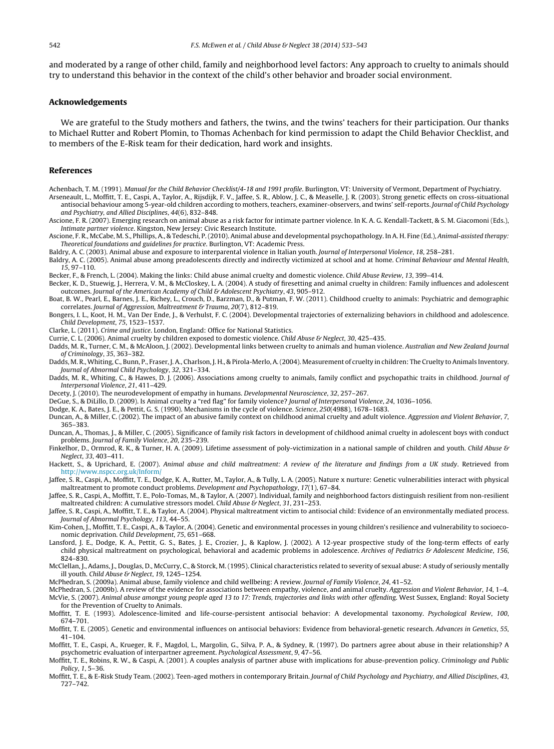and moderated by a range of other child, family and neighborhood level factors: Any approach to cruelty to animals should try to understand this behavior in the context of the child's other behavior and broader social environment.

## Acknowledgements

We are grateful to the Study mothers and fathers, the twins, and the twins' teachers for their participation. Our thanks to Michael Rutter and Robert Plomin, to Thomas Achenbach for kind permission to adapt the Child Behavior Checklist, and to members of the E-Risk team for their dedication, hard work and insights.

## References

Achenbach, T. M. (1991). *Manual for the Child Behavior Checklist/4-18 and 1991 profile*. Burlington, VT: University of Vermont, Department of Psychiatry.

Arseneault, L., Moffitt, T. E., Caspi, A., Taylor, A., Rijsdijk, F. V., Jaffee, S. R., Ablow, J. C., & Measelle, J. R. (2003). Strong genetic effects on cross-situational antisocial behaviour among 5-year-old children according to mothers, teachers, examiner-observers, and twins' self-reports. *Journal of Child Psychology and Psychiatry, and Allied Disciplines*, *44*(6), 832–848.

Ascione, F. R. (2007). Emerging research on animal abuse as a risk factor for intimate partner violence. In K. A. G. Kendall-Tackett, & S. M. Giacomoni (Eds.), *Intimate partner violence*. Kingston, New Jersey: Civic Research Institute.

Ascione, F. R., McCabe, M. S., Phillips, A., & Tedeschi, P. (2010). Animal abuse and developmental psychopathology. In A. H. Fine (Ed.), *Animal-assisted therapy: Theoretical foundations and guidelines for practice*. Burlington, VT: Academic Press.

Baldry, A. C. (2003). Animal abuse and exposure to interparental violence in Italian youth. *Journal of Interpersonal Violence*, *18*, 258–281.

Baldry, A. C. (2005). Animal abuse among preadolescents directly and indirectly victimized at school and at home. *Criminal Behaviour and Mental Health*, *15*, 97–110.

Becker, F., & French, L. (2004). Making the links: Child abuse animal cruelty and domestic violence. *Child Abuse Review*, *13*, 399–414.

Becker, K. D., Stuewig, J., Herrera, V. M., & McCloskey, L. A. (2004). A study of firesetting and animal cruelty in children: Family influences and adolescent outcomes. *Journal of the American Academy of Child & Adolescent Psychiatry*, *43*, 905–912.

Boat, B. W., Pearl, E., Barnes, J. E., Richey, L., Crouch, D., Barzman, D., & Putman, F. W. (2011). Childhood cruelty to animals: Psychiatric and demographic correlates. *Journal of Aggression, Maltreatment & Trauma*, *20*(7), 812–819.

Bongers, I. L., Koot, H. M., Van Der Ende, J., & Verhulst, F. C. (2004). Developmental trajectories of externalizing behaviors in childhood and adolescence. *Child Development*, *75*, 1523–1537.

Clarke, L. (2011). *Crime and justice*. London, England: Office for National Statistics.

Currie, C. L. (2006). Animal cruelty by children exposed to domestic violence. *Child Abuse & Neglect*, *30*, 425–435.

Dadds, M. R., Turner, C. M., & McAloon, J. (2002). Developmental links between cruelty to animals and human violence. *Australian and New Zealand Journal of Criminology*, *35*, 363–382.

Dadds, M. R., Whiting, C., Bunn, P., Fraser, J. A., Charlson, J. H., & Pirola-Merlo, A. (2004). Measurement of cruelty in children: The Cruelty to Animals Inventory. *Journal of Abnormal Child Psychology*, *32*, 321–334.

Dadds, M. R., Whiting, C., & Hawes, D. J. (2006). Associations among cruelty to animals, family conflict and psychopathic traits in childhood. *Journal of Interpersonal Violence*, *21*, 411–429.

Decety, J. (2010). The neurodevelopment of empathy in humans. *Developmental Neuroscience*, *32*, 257–267.

DeGue, S., & DiLillo, D. (2009). Is Animal cruelty a "red flag" for family violence? *Journal of Interpersonal Violence*, *24*, 1036–1056.

Dodge, K. A., Bates, J. E., & Pettit, G. S. (1990). Mechanisms in the cycle of violence. *Science*, *250*(4988), 1678–1683.

Duncan, A., & Miller, C. (2002). The impact of an abusive family context on childhood animal cruelty and adult violence. *Aggression and Violent Behavior*, *7*, 365–383.

Duncan, A., Thomas, J., & Miller, C. (2005). Significance of family risk factors in development of childhood animal cruelty in adolescent boys with conduct problems. *Journal of Family Violence*, *20*, 235–239.

Finkelhor, D., Ormrod, R. K., & Turner, H. A. (2009). Lifetime assessment of poly-victimization in a national sample of children and youth. *Child Abuse & Neglect*, *33*, 403–411.

Hackett, S., & Uprichard, E. (2007). *Animal abuse and child maltreatment: A review of the literature and findings from a UK study*. Retrieved from http://www.nspcc.org.uk/Inform/

Jaffee, S. R., Caspi, A., Moffitt, T. E., Dodge, K. A., Rutter, M., Taylor, A., & Tully, L. A. (2005). Nature x nurture: Genetic vulnerabilities interact with physical maltreatment to promote conduct problems. *Development and Psychopathology*, *17*(1), 67–84.

Jaffee, S. R., Caspi, A., Moffitt, T. E., Polo-Tomas, M., & Taylor, A. (2007). Individual, family and neighborhood factors distinguish resilient from non-resilient maltreated children: A cumulative stressors model. *Child Abuse & Neglect*, *31*, 231–253.

Jaffee, S. R., Caspi, A., Moffitt, T. E., & Taylor, A. (2004). Physical maltreatment victim to antisocial child: Evidence of an environmentally mediated process. *Journal of Abnormal Psychology*, *113*, 44–55.

Kim-Cohen, J., Moffitt, T. E., Caspi, A., & Taylor, A. (2004). Genetic and environmental processes in young children's resilience and vulnerability to socioeconomic deprivation. *Child Development*, *75*, 651–668.

Lansford, J. E., Dodge, K. A., Pettit, G. S., Bates, J. E., Crozier, J., & Kaplow, J. (2002). A 12-year prospective study of the long-term effects of early child physical maltreatment on psychological, behavioral and academic problems in adolescence. *Archives of Pediatrics & Adolescent Medicine*, *156*, 824–830.

McClellan, J., Adams, J., Douglas, D., McCurry, C., & Storck, M. (1995). Clinical characteristics related to severity of sexual abuse: A study of seriously mentally ill youth. *Child Abuse & Neglect*, *19*, 1245–1254.

McPhedran, S. (2009a). Animal abuse, family violence and child wellbeing: A review. *Journal of Family Violence*, *24*, 41–52.

McPhedran, S. (2009b). A review of the evidence for associations between empathy, violence, and animal cruelty. *Aggression and Violent Behavior*, *14*, 1–4.

McVie, S. (2007). *Animal abuse amongst young people aged 13 to 17: Trends, trajectories and links with other offending*. West Sussex, England: Royal Society for the Prevention of Cruelty to Animals.

Moffitt, T. E. (1993). Adolescence-limited and life-course-persistent antisocial behavior: A developmental taxonomy. *Psychological Review*, *100*, 674–701.

Moffitt, T. E. (2005). Genetic and environmental influences on antisocial behaviors: Evidence from behavioral-genetic research. *Advances in Genetics*, *55*, 41–104.

Moffitt, T. E., Caspi, A., Krueger, R. F., Magdol, L., Margolin, G., Silva, P. A., & Sydney, R. (1997). Do partners agree about abuse in their relationship? A psychometric evaluation of interpartner agreement. *Psychological Assessment*, *9*, 47–56.

Moffitt, T. E., Robins, R. W., & Caspi, A. (2001). A couples analysis of partner abuse with implications for abuse-prevention policy. *Criminology and Public Policy*, *1*, 5–36.

Moffitt, T. E., & E-Risk Study Team. (2002). Teen-aged mothers in contemporary Britain. *Journal of Child Psychology and Psychiatry, and Allied Disciplines*, *43*, 727–742.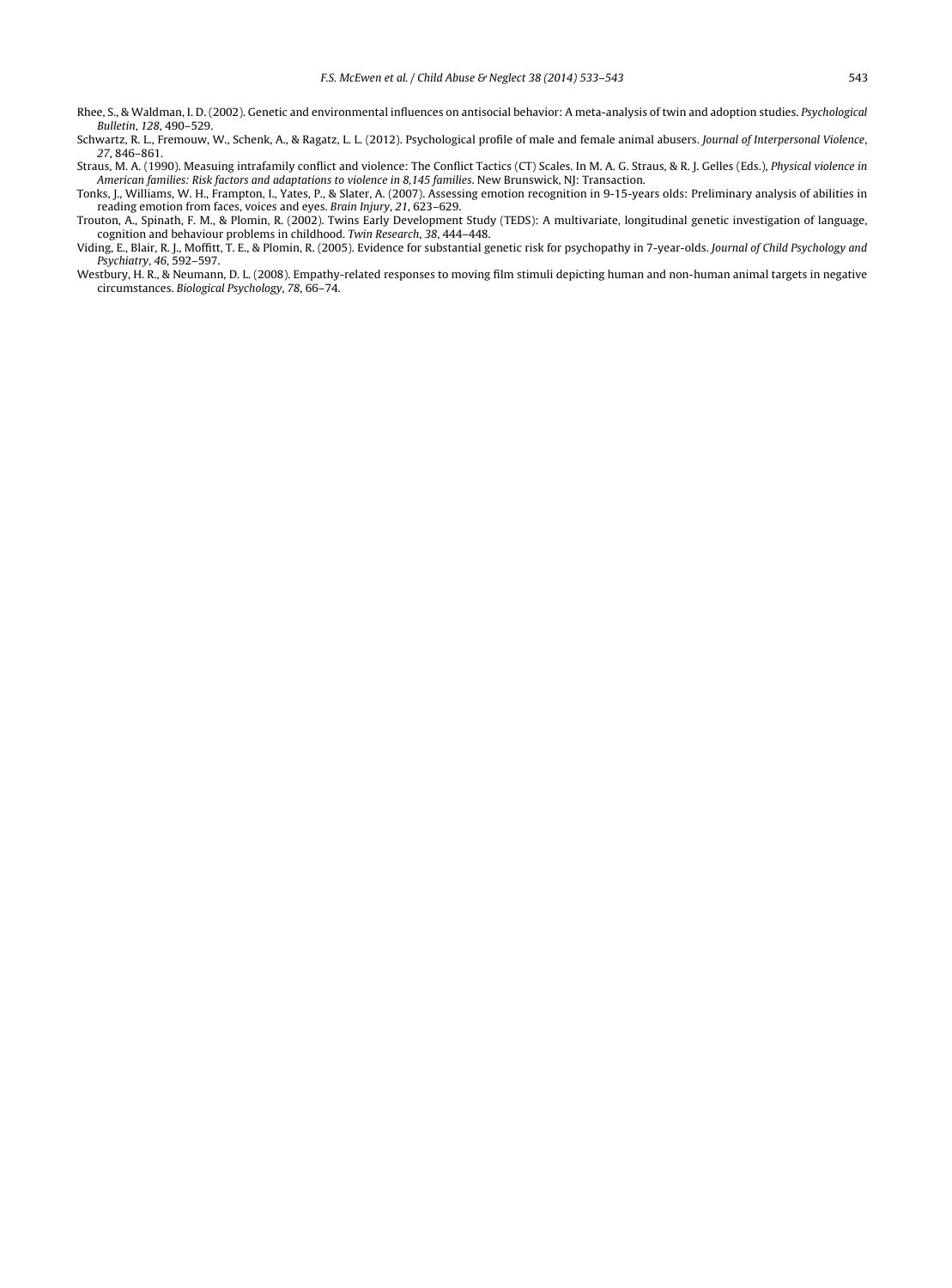Rhee, S., & Waldman, I. D. (2002). Genetic and environmental influences on antisocial behavior: A meta-analysis of twin and adoption studies. *Psychological Bulletin*, *128*, 490–529.

Schwartz, R. L., Fremouw, W., Schenk, A., & Ragatz, L. L. (2012). Psychological profile of male and female animal abusers. *Journal of Interpersonal Violence*, *27*, 846–861.

Straus, M. A. (1990). Measuing intrafamily conflict and violence: The Conflict Tactics (CT) Scales. In M. A. G. Straus, & R. J. Gelles (Eds.), *Physical violence in American families: Risk factors and adaptations to violence in 8,145 families*. New Brunswick, NJ: Transaction.

Tonks, J., Williams, W. H., Frampton, I., Yates, P., & Slater, A. (2007). Assessing emotion recognition in 9-15-years olds: Preliminary analysis of abilities in reading emotion from faces, voices and eyes. *Brain Injury*, *21*, 623–629.

Trouton, A., Spinath, F. M., & Plomin, R. (2002). Twins Early Development Study (TEDS): A multivariate, longitudinal genetic investigation of language, cognition and behaviour problems in childhood. *Twin Research*, *38*, 444–448.

Viding, E., Blair, R. J., Moffitt, T. E., & Plomin, R. (2005). Evidence for substantial genetic risk for psychopathy in 7-year-olds. *Journal of Child Psychology and Psychiatry*, *46*, 592–597.

Westbury, H. R., & Neumann, D. L. (2008). Empathy-related responses to moving film stimuli depicting human and non-human animal targets in negative circumstances. *Biological Psychology*, *78*, 66–74.